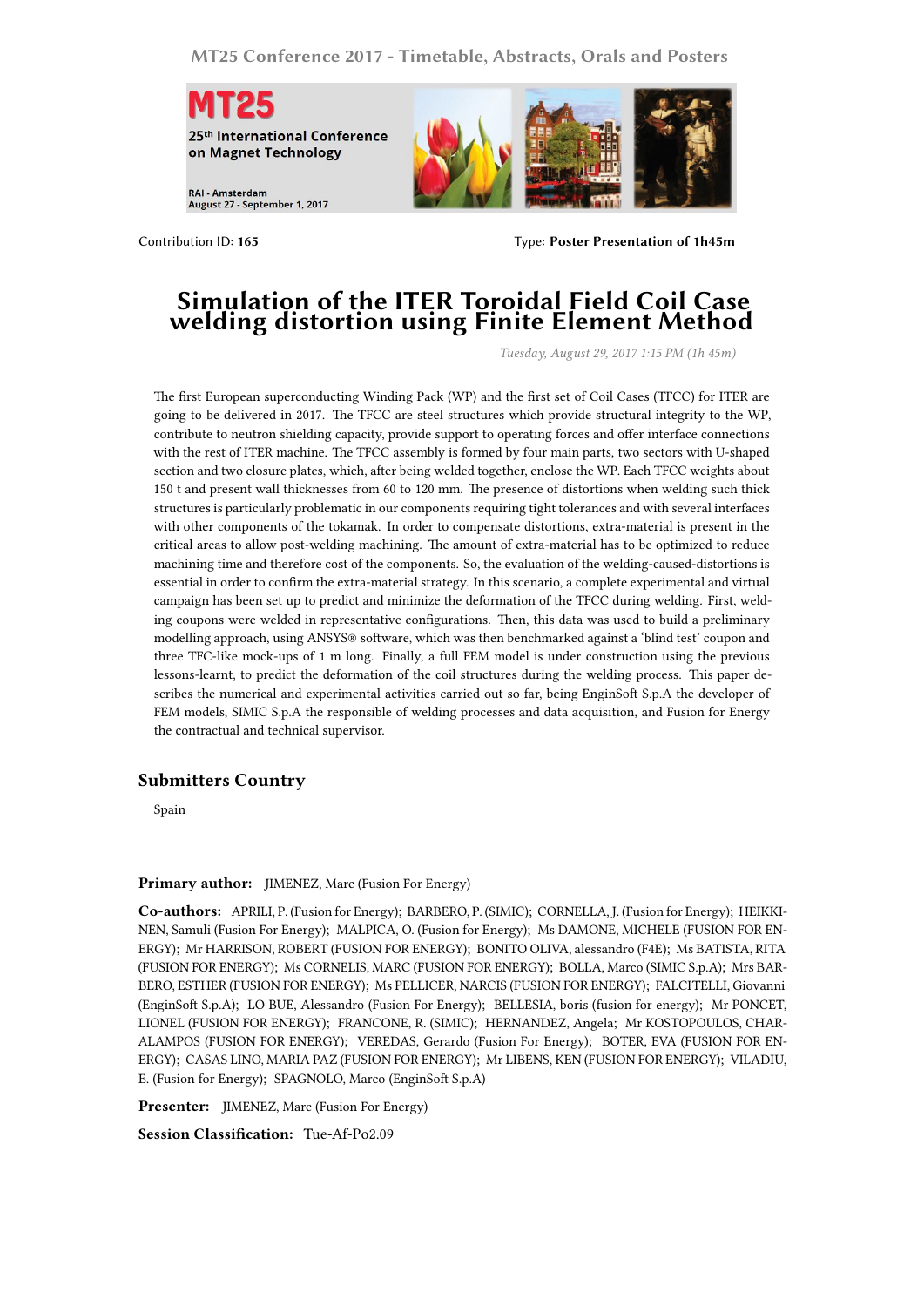Contribution ID: **165**  Type: **Poster Presentation of 1h45m**

# Simulation of the ITER Toroidal Field Coil Case welding distortion using Finite Element Method

*Tuesday, August 29, 2017 1:15 PM (1h 45m)*

The first European superconducting Winding Pack (WP) and the first set of Coil Cases (TFCC) for ITER are going to be delivered in 2017. The TFCC are steel structures which provide structural integrity to the WP, contribute to neutron shielding capacity, provide support to operating forces and offer interface connections with the rest of ITER machine. The TFCC assembly is formed by four main parts, two sectors with U-shaped section and two closure plates, which, after being welded together, enclose the WP. Each TFCC weights about 150 t and present wall thicknesses from 60 to 120 mm. The presence of distortions when welding such thick structures is particularly problematic in our components requiring tight tolerances and with several interfaces with other components of the tokamak. In order to compensate distortions, extra-material is present in the critical areas to allow post-welding machining. The amount of extra-material has to be optimized to reduce machining time and therefore cost of the components. So, the evaluation of the welding-caused-distortions is essential in order to confirm the extra-material strategy. In this scenario, a complete experimental and virtual campaign has been set up to predict and minimize the deformation of the TFCC during welding. First, welding coupons were welded in representative configurations. Then, this data was used to build a preliminary modelling approach, using ANSYS® software, which was then benchmarked against a 'blind test' coupon and three TFC-like mock-ups of 1 m long. Finally, a full FEM model is under construction using the previous lessons-learnt, to predict the deformation of the coil structures during the welding process. This paper describes the numerical and experimental activities carried out so far, being EnginSoft S.p.A the developer of FEM models, SIMIC S.p.A the responsible of welding processes and data acquisition, and Fusion for Energy the contractual and technical supervisor.

## Submitters Country

Spain

**Primary author:** JIMENEZ, Marc (Fusion For Energy)

**Co-authors:** APRILI, P. (Fusion for Energy); BARBERO, P. (SIMIC); CORNELLA, J. (Fusion for Energy); HEIKKINEN, Samuli (Fusion For Energy); MALPICA, O. (Fusion for Energy); Ms DAMONE, MICHELE (FUSION FOR ENERGY); Mr HARRISON, ROBERT (FUSION FOR ENERGY); BONITO OLIVA, alessandro (F4E); Ms BATISTA, RITA (FUSION FOR ENERGY); Ms CORNELIS, MARC (FUSION FOR ENERGY); BOLLA, Marco (SIMIC S.p.A); Mrs BARBERO, ESTHER (FUSION FOR ENERGY); Ms PELLICER, NARCIS (FUSION FOR ENERGY); FALCITELLI, Giovanni (EnginSoft S.p.A); LO BUE, Alessandro (Fusion For Energy); BELLESIA, boris (fusion for energy); Mr PONCET, LIONEL (FUSION FOR ENERGY); FRANCONE, R. (SIMIC); HERNANDEZ, Angela; Mr KOSTOPOULOS, CHARALAMPOS (FUSION FOR ENERGY); VEREDAS, Gerardo (Fusion For Energy); BOTER, EVA (FUSION FOR ENERGY); CASAS LINO, MARIA PAZ (FUSION FOR ENERGY); Mr LIBENS, KEN (FUSION FOR ENERGY); VILADIU, E. (Fusion for Energy); SPAGNOLO, Marco (EnginSoft S.p.A)

**Presenter:** JIMENEZ, Marc (Fusion For Energy)

**Session Classification:** Tue-Af-Po2.09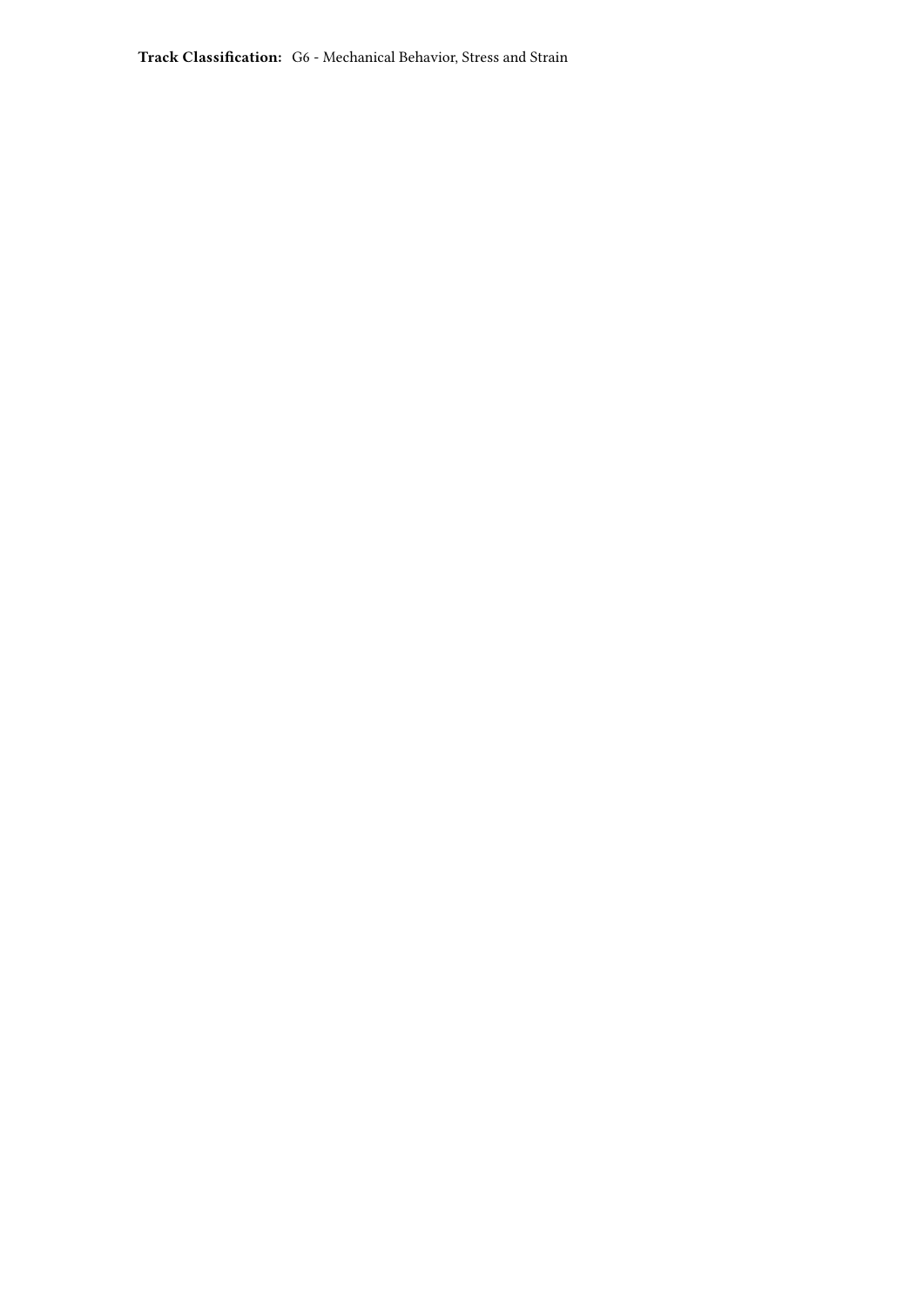**Track Classification:** G6 - Mechanical Behavior, Stress and Strain